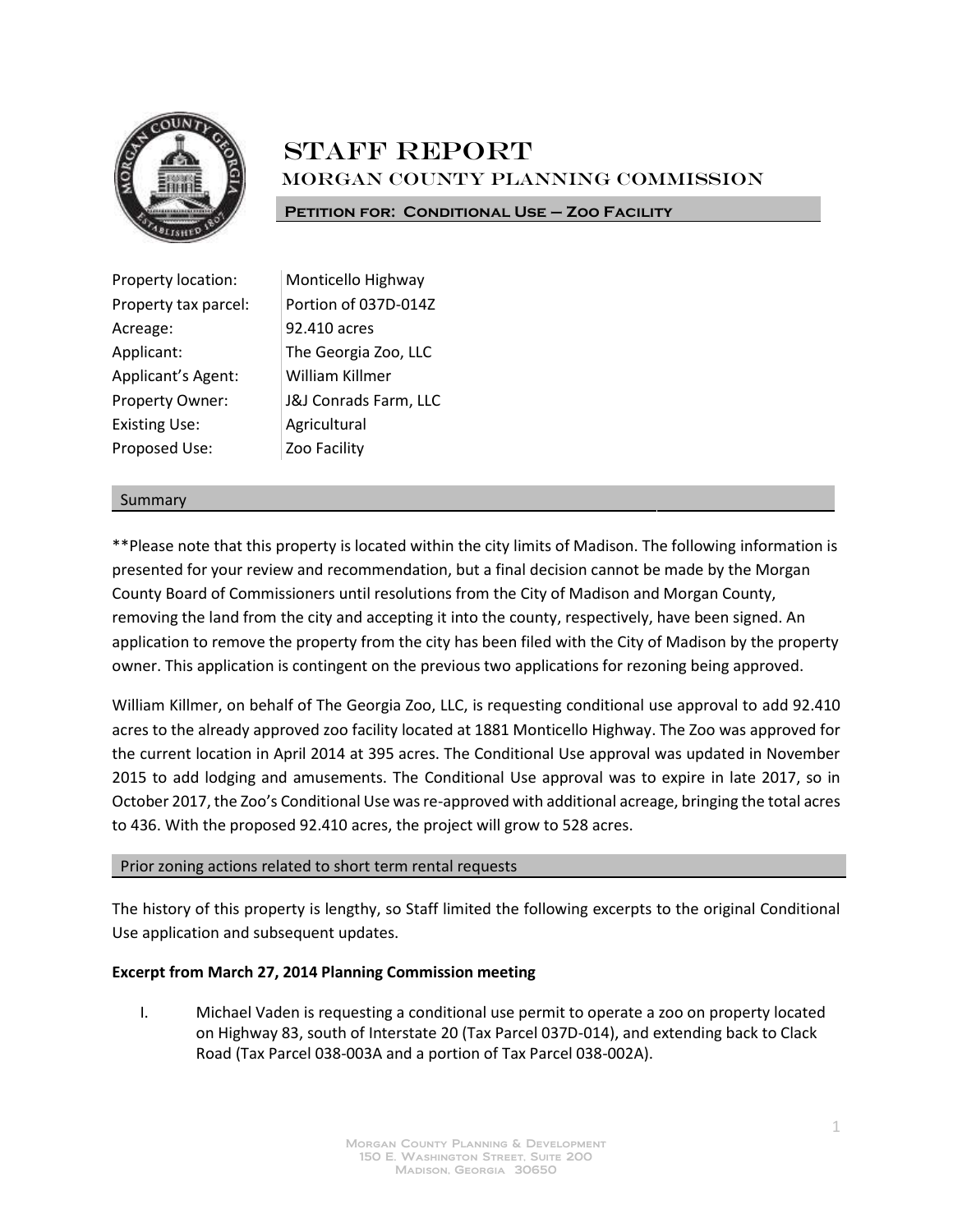# STAFF REPORT

## MORGAN COUNTY PLANNING COMMISSION

**Petition for: Conditional Use – Zoo Facility**

| | |
|---|---|
| Property location: | Monticello Highway |
| Property tax parcel: | Portion of 037D-014Z |
| Acreage: | 92.410 acres |
| Applicant: | The Georgia Zoo, LLC |
| Applicant's Agent: | William Killmer |
| Property Owner: | J&J Conrads Farm, LLC |
| Existing Use: | Agricultural |
| Proposed Use: | Zoo Facility |

### Summary

**Please note that this property is located within the city limits of Madison. The following information is presented for your review and recommendation, but a final decision cannot be made by the Morgan County Board of Commissioners until resolutions from the City of Madison and Morgan County, removing the land from the city and accepting it into the county, respectively, have been signed. An application to remove the property from the city has been filed with the City of Madison by the property owner. This application is contingent on the previous two applications for rezoning being approved.

William Killmer, on behalf of The Georgia Zoo, LLC, is requesting conditional use approval to add 92.410 acres to the already approved zoo facility located at 1881 Monticello Highway. The Zoo was approved for the current location in April 2014 at 395 acres. The Conditional Use approval was updated in November 2015 to add lodging and amusements. The Conditional Use approval was to expire in late 2017, so in October 2017, the Zoo's Conditional Use was re-approved with additional acreage, bringing the total acres to 436. With the proposed 92.410 acres, the project will grow to 528 acres.

### Prior zoning actions related to short term rental requests

The history of this property is lengthy, so Staff limited the following excerpts to the original Conditional Use application and subsequent updates.

**Excerpt from March 27, 2014 Planning Commission meeting**

I. Michael Vaden is requesting a conditional use permit to operate a zoo on property located on Highway 83, south of Interstate 20 (Tax Parcel 037D-014), and extending back to Clack Road (Tax Parcel 038-003A and a portion of Tax Parcel 038-002A).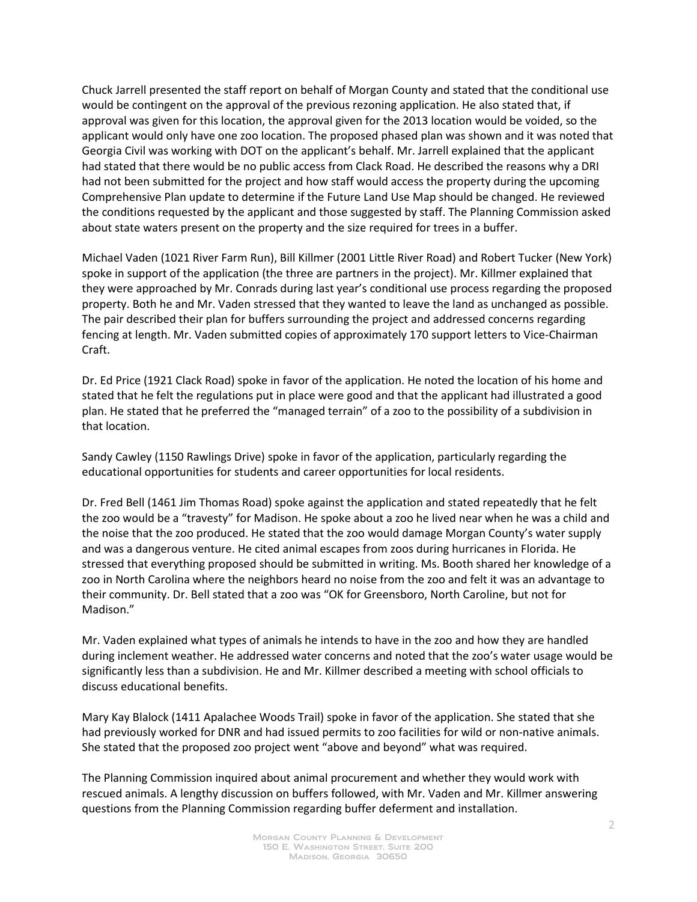Chuck Jarrell presented the staff report on behalf of Morgan County and stated that the conditional use would be contingent on the approval of the previous rezoning application. He also stated that, if approval was given for this location, the approval given for the 2013 location would be voided, so the applicant would only have one zoo location. The proposed phased plan was shown and it was noted that Georgia Civil was working with DOT on the applicant's behalf. Mr. Jarrell explained that the applicant had stated that there would be no public access from Clack Road. He described the reasons why a DRI had not been submitted for the project and how staff would access the property during the upcoming Comprehensive Plan update to determine if the Future Land Use Map should be changed. He reviewed the conditions requested by the applicant and those suggested by staff. The Planning Commission asked about state waters present on the property and the size required for trees in a buffer.

Michael Vaden (1021 River Farm Run), Bill Killmer (2001 Little River Road) and Robert Tucker (New York) spoke in support of the application (the three are partners in the project). Mr. Killmer explained that they were approached by Mr. Conrads during last year's conditional use process regarding the proposed property. Both he and Mr. Vaden stressed that they wanted to leave the land as unchanged as possible. The pair described their plan for buffers surrounding the project and addressed concerns regarding fencing at length. Mr. Vaden submitted copies of approximately 170 support letters to Vice-Chairman Craft.

Dr. Ed Price (1921 Clack Road) spoke in favor of the application. He noted the location of his home and stated that he felt the regulations put in place were good and that the applicant had illustrated a good plan. He stated that he preferred the "managed terrain" of a zoo to the possibility of a subdivision in that location.

Sandy Cawley (1150 Rawlings Drive) spoke in favor of the application, particularly regarding the educational opportunities for students and career opportunities for local residents.

Dr. Fred Bell (1461 Jim Thomas Road) spoke against the application and stated repeatedly that he felt the zoo would be a "travesty" for Madison. He spoke about a zoo he lived near when he was a child and the noise that the zoo produced. He stated that the zoo would damage Morgan County's water supply and was a dangerous venture. He cited animal escapes from zoos during hurricanes in Florida. He stressed that everything proposed should be submitted in writing. Ms. Booth shared her knowledge of a zoo in North Carolina where the neighbors heard no noise from the zoo and felt it was an advantage to their community. Dr. Bell stated that a zoo was "OK for Greensboro, North Caroline, but not for Madison."

Mr. Vaden explained what types of animals he intends to have in the zoo and how they are handled during inclement weather. He addressed water concerns and noted that the zoo's water usage would be significantly less than a subdivision. He and Mr. Killmer described a meeting with school officials to discuss educational benefits.

Mary Kay Blalock (1411 Apalachee Woods Trail) spoke in favor of the application. She stated that she had previously worked for DNR and had issued permits to zoo facilities for wild or non-native animals. She stated that the proposed zoo project went "above and beyond" what was required.

The Planning Commission inquired about animal procurement and whether they would work with rescued animals. A lengthy discussion on buffers followed, with Mr. Vaden and Mr. Killmer answering questions from the Planning Commission regarding buffer deferment and installation.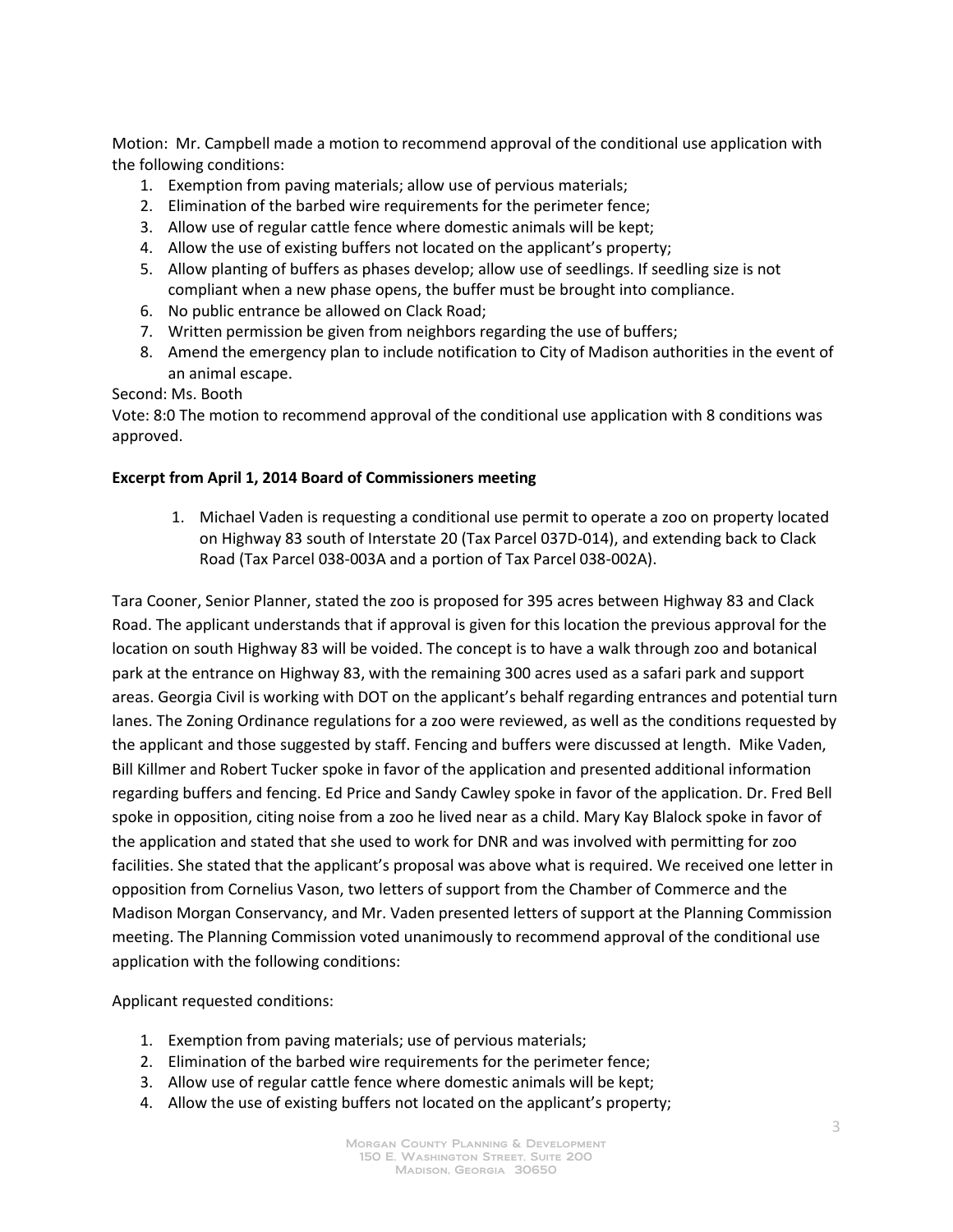Motion: Mr. Campbell made a motion to recommend approval of the conditional use application with the following conditions:

1. Exemption from paving materials; allow use of pervious materials;
2. Elimination of the barbed wire requirements for the perimeter fence;
3. Allow use of regular cattle fence where domestic animals will be kept;
4. Allow the use of existing buffers not located on the applicant's property;
5. Allow planting of buffers as phases develop; allow use of seedlings. If seedling size is not compliant when a new phase opens, the buffer must be brought into compliance.
6. No public entrance be allowed on Clack Road;
7. Written permission be given from neighbors regarding the use of buffers;
8. Amend the emergency plan to include notification to City of Madison authorities in the event of an animal escape.

Second: Ms. Booth

Vote: 8:0 The motion to recommend approval of the conditional use application with 8 conditions was approved.

**Excerpt from April 1, 2014 Board of Commissioners meeting**

1. Michael Vaden is requesting a conditional use permit to operate a zoo on property located on Highway 83 south of Interstate 20 (Tax Parcel 037D-014), and extending back to Clack Road (Tax Parcel 038-003A and a portion of Tax Parcel 038-002A).

Tara Cooner, Senior Planner, stated the zoo is proposed for 395 acres between Highway 83 and Clack Road. The applicant understands that if approval is given for this location the previous approval for the location on south Highway 83 will be voided. The concept is to have a walk through zoo and botanical park at the entrance on Highway 83, with the remaining 300 acres used as a safari park and support areas. Georgia Civil is working with DOT on the applicant's behalf regarding entrances and potential turn lanes. The Zoning Ordinance regulations for a zoo were reviewed, as well as the conditions requested by the applicant and those suggested by staff. Fencing and buffers were discussed at length. Mike Vaden, Bill Killmer and Robert Tucker spoke in favor of the application and presented additional information regarding buffers and fencing. Ed Price and Sandy Cawley spoke in favor of the application. Dr. Fred Bell spoke in opposition, citing noise from a zoo he lived near as a child. Mary Kay Blalock spoke in favor of the application and stated that she used to work for DNR and was involved with permitting for zoo facilities. She stated that the applicant's proposal was above what is required. We received one letter in opposition from Cornelius Vason, two letters of support from the Chamber of Commerce and the Madison Morgan Conservancy, and Mr. Vaden presented letters of support at the Planning Commission meeting. The Planning Commission voted unanimously to recommend approval of the conditional use application with the following conditions:

Applicant requested conditions:

1. Exemption from paving materials; use of pervious materials;
2. Elimination of the barbed wire requirements for the perimeter fence;
3. Allow use of regular cattle fence where domestic animals will be kept;
4. Allow the use of existing buffers not located on the applicant's property;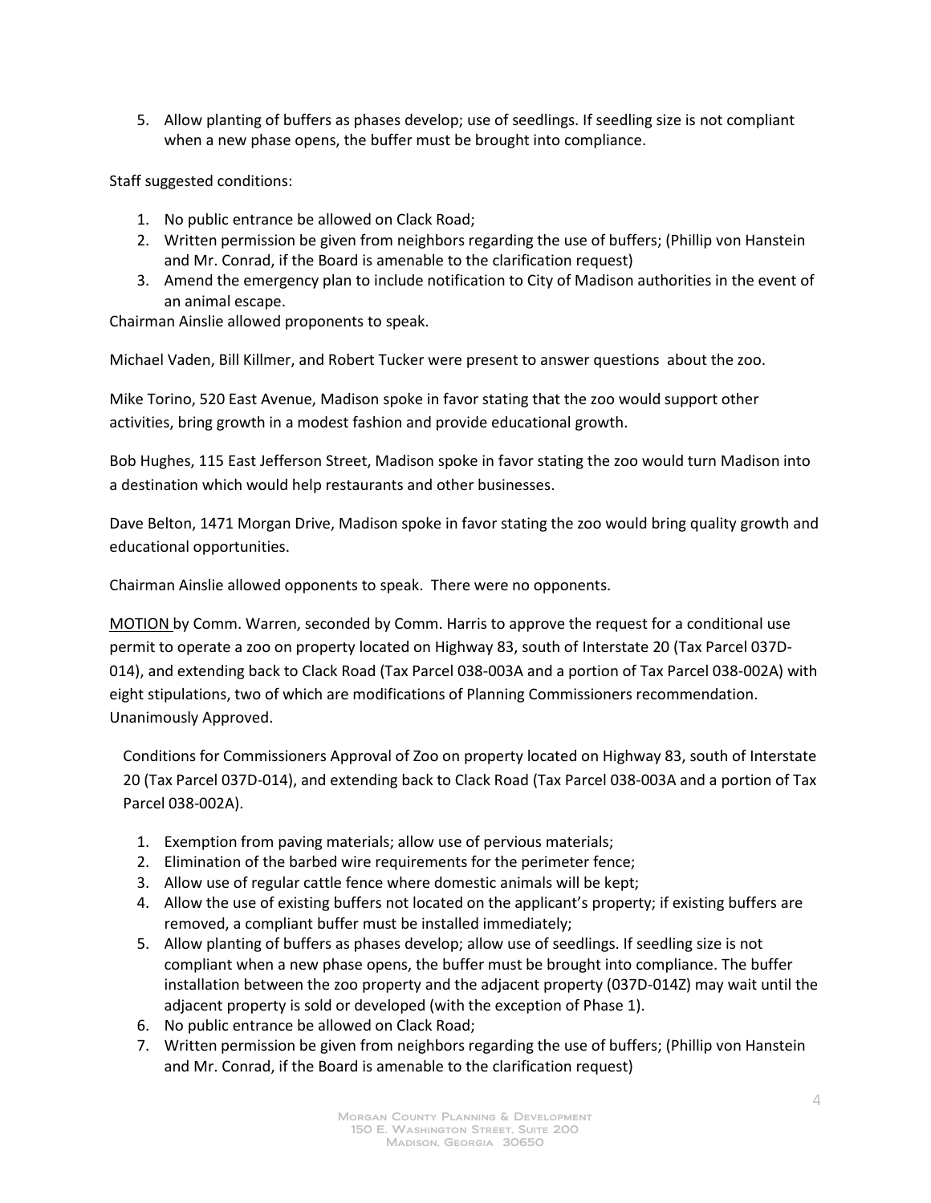5. Allow planting of buffers as phases develop; use of seedlings. If seedling size is not compliant when a new phase opens, the buffer must be brought into compliance.

Staff suggested conditions:

1. No public entrance be allowed on Clack Road;
2. Written permission be given from neighbors regarding the use of buffers; (Phillip von Hanstein and Mr. Conrad, if the Board is amenable to the clarification request)
3. Amend the emergency plan to include notification to City of Madison authorities in the event of an animal escape.

Chairman Ainslie allowed proponents to speak.

Michael Vaden, Bill Killmer, and Robert Tucker were present to answer questions about the zoo.

Mike Torino, 520 East Avenue, Madison spoke in favor stating that the zoo would support other activities, bring growth in a modest fashion and provide educational growth.

Bob Hughes, 115 East Jefferson Street, Madison spoke in favor stating the zoo would turn Madison into a destination which would help restaurants and other businesses.

Dave Belton, 1471 Morgan Drive, Madison spoke in favor stating the zoo would bring quality growth and educational opportunities.

Chairman Ainslie allowed opponents to speak. There were no opponents.

MOTION by Comm. Warren, seconded by Comm. Harris to approve the request for a conditional use permit to operate a zoo on property located on Highway 83, south of Interstate 20 (Tax Parcel 037D-014), and extending back to Clack Road (Tax Parcel 038-003A and a portion of Tax Parcel 038-002A) with eight stipulations, two of which are modifications of Planning Commissioners recommendation. Unanimously Approved.

Conditions for Commissioners Approval of Zoo on property located on Highway 83, south of Interstate 20 (Tax Parcel 037D-014), and extending back to Clack Road (Tax Parcel 038-003A and a portion of Tax Parcel 038-002A).

1. Exemption from paving materials; allow use of pervious materials;
2. Elimination of the barbed wire requirements for the perimeter fence;
3. Allow use of regular cattle fence where domestic animals will be kept;
4. Allow the use of existing buffers not located on the applicant's property; if existing buffers are removed, a compliant buffer must be installed immediately;
5. Allow planting of buffers as phases develop; allow use of seedlings. If seedling size is not compliant when a new phase opens, the buffer must be brought into compliance. The buffer installation between the zoo property and the adjacent property (037D-014Z) may wait until the adjacent property is sold or developed (with the exception of Phase 1).
6. No public entrance be allowed on Clack Road;
7. Written permission be given from neighbors regarding the use of buffers; (Phillip von Hanstein and Mr. Conrad, if the Board is amenable to the clarification request)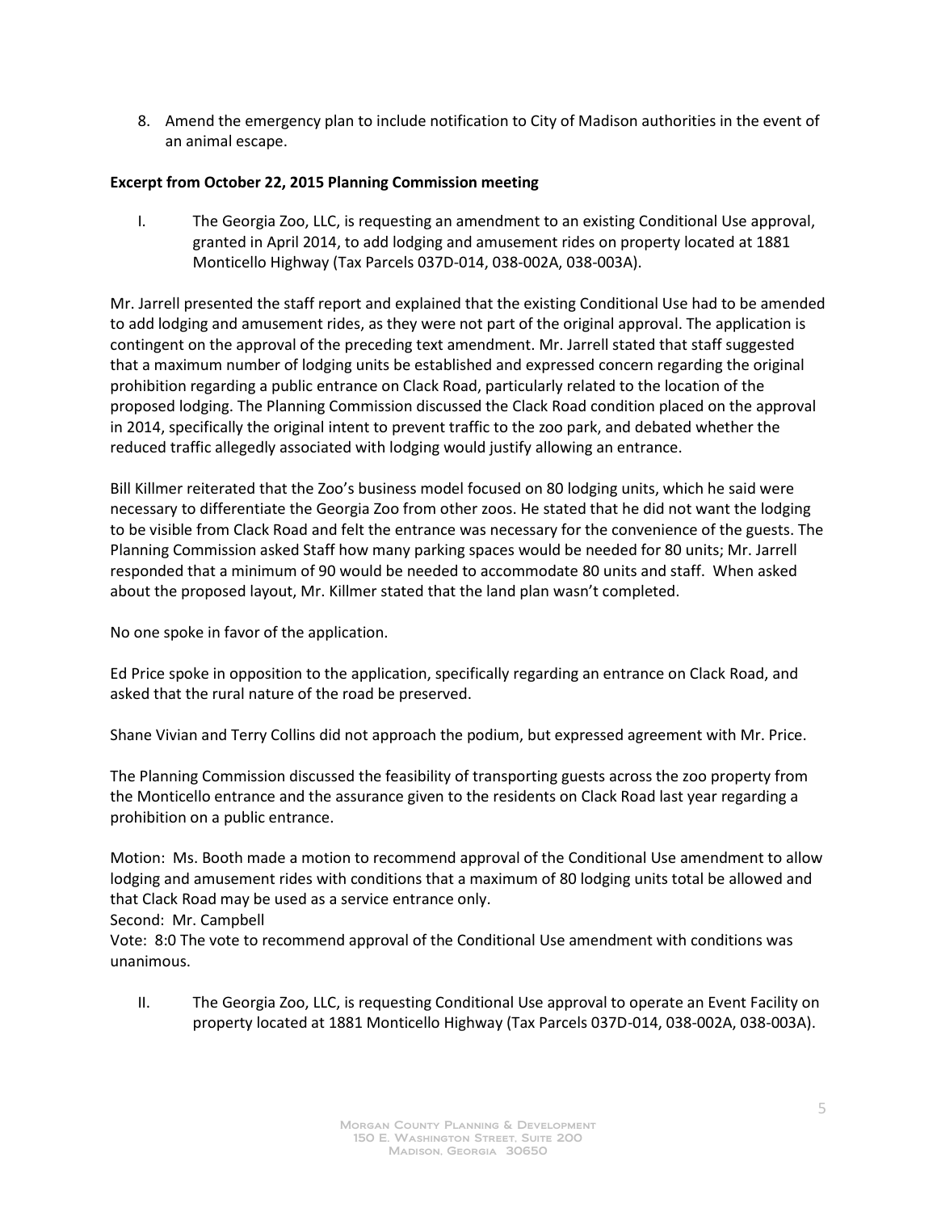8. Amend the emergency plan to include notification to City of Madison authorities in the event of an animal escape.

**Excerpt from October 22, 2015 Planning Commission meeting**

I. The Georgia Zoo, LLC, is requesting an amendment to an existing Conditional Use approval, granted in April 2014, to add lodging and amusement rides on property located at 1881 Monticello Highway (Tax Parcels 037D-014, 038-002A, 038-003A).

Mr. Jarrell presented the staff report and explained that the existing Conditional Use had to be amended to add lodging and amusement rides, as they were not part of the original approval. The application is contingent on the approval of the preceding text amendment. Mr. Jarrell stated that staff suggested that a maximum number of lodging units be established and expressed concern regarding the original prohibition regarding a public entrance on Clack Road, particularly related to the location of the proposed lodging. The Planning Commission discussed the Clack Road condition placed on the approval in 2014, specifically the original intent to prevent traffic to the zoo park, and debated whether the reduced traffic allegedly associated with lodging would justify allowing an entrance.

Bill Killmer reiterated that the Zoo's business model focused on 80 lodging units, which he said were necessary to differentiate the Georgia Zoo from other zoos. He stated that he did not want the lodging to be visible from Clack Road and felt the entrance was necessary for the convenience of the guests. The Planning Commission asked Staff how many parking spaces would be needed for 80 units; Mr. Jarrell responded that a minimum of 90 would be needed to accommodate 80 units and staff. When asked about the proposed layout, Mr. Killmer stated that the land plan wasn't completed.

No one spoke in favor of the application.

Ed Price spoke in opposition to the application, specifically regarding an entrance on Clack Road, and asked that the rural nature of the road be preserved.

Shane Vivian and Terry Collins did not approach the podium, but expressed agreement with Mr. Price.

The Planning Commission discussed the feasibility of transporting guests across the zoo property from the Monticello entrance and the assurance given to the residents on Clack Road last year regarding a prohibition on a public entrance.

Motion: Ms. Booth made a motion to recommend approval of the Conditional Use amendment to allow lodging and amusement rides with conditions that a maximum of 80 lodging units total be allowed and that Clack Road may be used as a service entrance only.
Second: Mr. Campbell
Vote: 8:0 The vote to recommend approval of the Conditional Use amendment with conditions was unanimous.

II. The Georgia Zoo, LLC, is requesting Conditional Use approval to operate an Event Facility on property located at 1881 Monticello Highway (Tax Parcels 037D-014, 038-002A, 038-003A).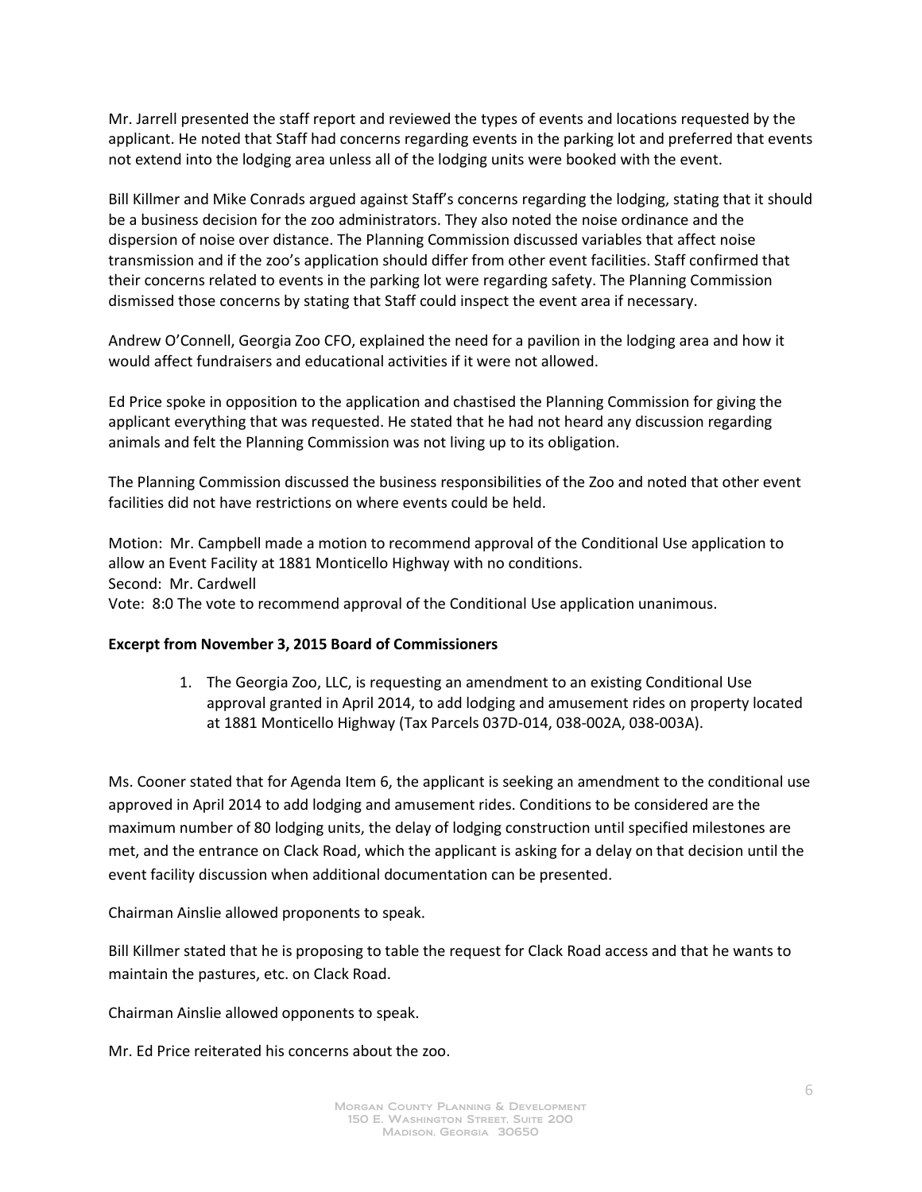Mr. Jarrell presented the staff report and reviewed the types of events and locations requested by the applicant. He noted that Staff had concerns regarding events in the parking lot and preferred that events not extend into the lodging area unless all of the lodging units were booked with the event.

Bill Killmer and Mike Conrads argued against Staff's concerns regarding the lodging, stating that it should be a business decision for the zoo administrators. They also noted the noise ordinance and the dispersion of noise over distance. The Planning Commission discussed variables that affect noise transmission and if the zoo's application should differ from other event facilities. Staff confirmed that their concerns related to events in the parking lot were regarding safety. The Planning Commission dismissed those concerns by stating that Staff could inspect the event area if necessary.

Andrew O'Connell, Georgia Zoo CFO, explained the need for a pavilion in the lodging area and how it would affect fundraisers and educational activities if it were not allowed.

Ed Price spoke in opposition to the application and chastised the Planning Commission for giving the applicant everything that was requested. He stated that he had not heard any discussion regarding animals and felt the Planning Commission was not living up to its obligation.

The Planning Commission discussed the business responsibilities of the Zoo and noted that other event facilities did not have restrictions on where events could be held.

Motion: Mr. Campbell made a motion to recommend approval of the Conditional Use application to allow an Event Facility at 1881 Monticello Highway with no conditions.
Second: Mr. Cardwell
Vote: 8:0 The vote to recommend approval of the Conditional Use application unanimous.

**Excerpt from November 3, 2015 Board of Commissioners**

1. The Georgia Zoo, LLC, is requesting an amendment to an existing Conditional Use approval granted in April 2014, to add lodging and amusement rides on property located at 1881 Monticello Highway (Tax Parcels 037D-014, 038-002A, 038-003A).

Ms. Cooner stated that for Agenda Item 6, the applicant is seeking an amendment to the conditional use approved in April 2014 to add lodging and amusement rides. Conditions to be considered are the maximum number of 80 lodging units, the delay of lodging construction until specified milestones are met, and the entrance on Clack Road, which the applicant is asking for a delay on that decision until the event facility discussion when additional documentation can be presented.

Chairman Ainslie allowed proponents to speak.

Bill Killmer stated that he is proposing to table the request for Clack Road access and that he wants to maintain the pastures, etc. on Clack Road.

Chairman Ainslie allowed opponents to speak.

Mr. Ed Price reiterated his concerns about the zoo.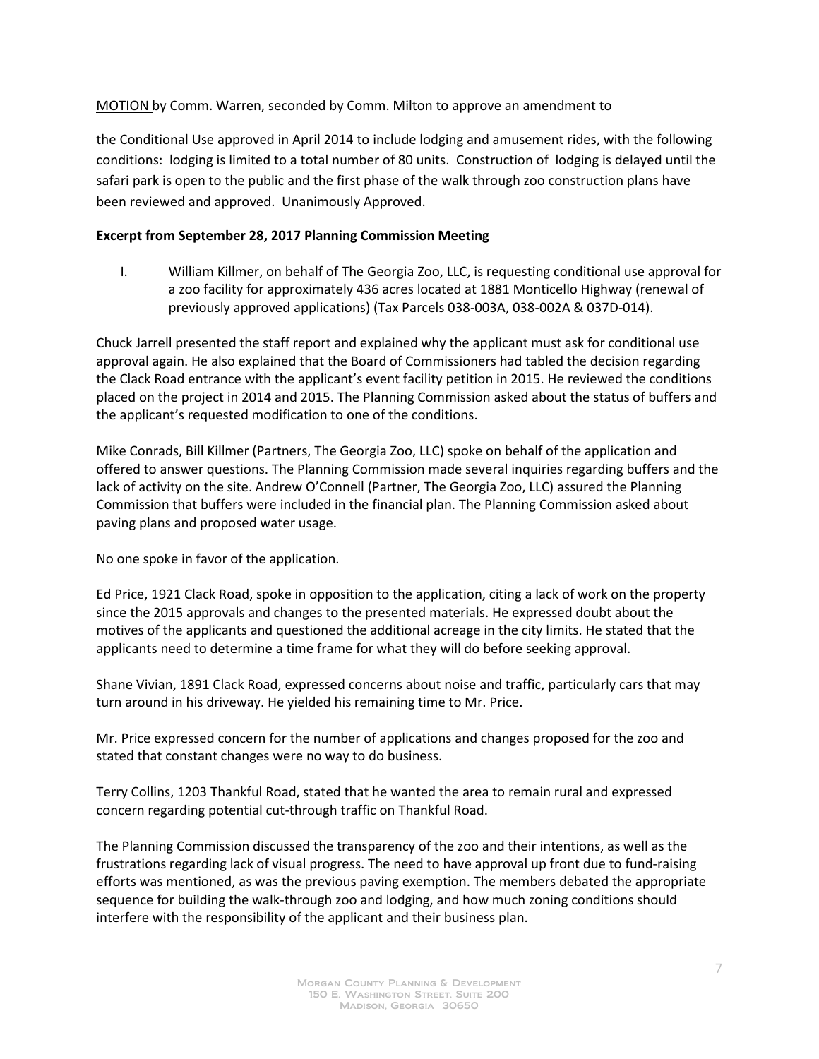<u>MOTION</u> by Comm. Warren, seconded by Comm. Milton to approve an amendment to

the Conditional Use approved in April 2014 to include lodging and amusement rides, with the following conditions: lodging is limited to a total number of 80 units. Construction of lodging is delayed until the safari park is open to the public and the first phase of the walk through zoo construction plans have been reviewed and approved. Unanimously Approved.

**Excerpt from September 28, 2017 Planning Commission Meeting**

I. William Killmer, on behalf of The Georgia Zoo, LLC, is requesting conditional use approval for a zoo facility for approximately 436 acres located at 1881 Monticello Highway (renewal of previously approved applications) (Tax Parcels 038-003A, 038-002A & 037D-014).

Chuck Jarrell presented the staff report and explained why the applicant must ask for conditional use approval again. He also explained that the Board of Commissioners had tabled the decision regarding the Clack Road entrance with the applicant's event facility petition in 2015. He reviewed the conditions placed on the project in 2014 and 2015. The Planning Commission asked about the status of buffers and the applicant's requested modification to one of the conditions.

Mike Conrads, Bill Killmer (Partners, The Georgia Zoo, LLC) spoke on behalf of the application and offered to answer questions. The Planning Commission made several inquiries regarding buffers and the lack of activity on the site. Andrew O'Connell (Partner, The Georgia Zoo, LLC) assured the Planning Commission that buffers were included in the financial plan. The Planning Commission asked about paving plans and proposed water usage.

No one spoke in favor of the application.

Ed Price, 1921 Clack Road, spoke in opposition to the application, citing a lack of work on the property since the 2015 approvals and changes to the presented materials. He expressed doubt about the motives of the applicants and questioned the additional acreage in the city limits. He stated that the applicants need to determine a time frame for what they will do before seeking approval.

Shane Vivian, 1891 Clack Road, expressed concerns about noise and traffic, particularly cars that may turn around in his driveway. He yielded his remaining time to Mr. Price.

Mr. Price expressed concern for the number of applications and changes proposed for the zoo and stated that constant changes were no way to do business.

Terry Collins, 1203 Thankful Road, stated that he wanted the area to remain rural and expressed concern regarding potential cut-through traffic on Thankful Road.

The Planning Commission discussed the transparency of the zoo and their intentions, as well as the frustrations regarding lack of visual progress. The need to have approval up front due to fund-raising efforts was mentioned, as was the previous paving exemption. The members debated the appropriate sequence for building the walk-through zoo and lodging, and how much zoning conditions should interfere with the responsibility of the applicant and their business plan.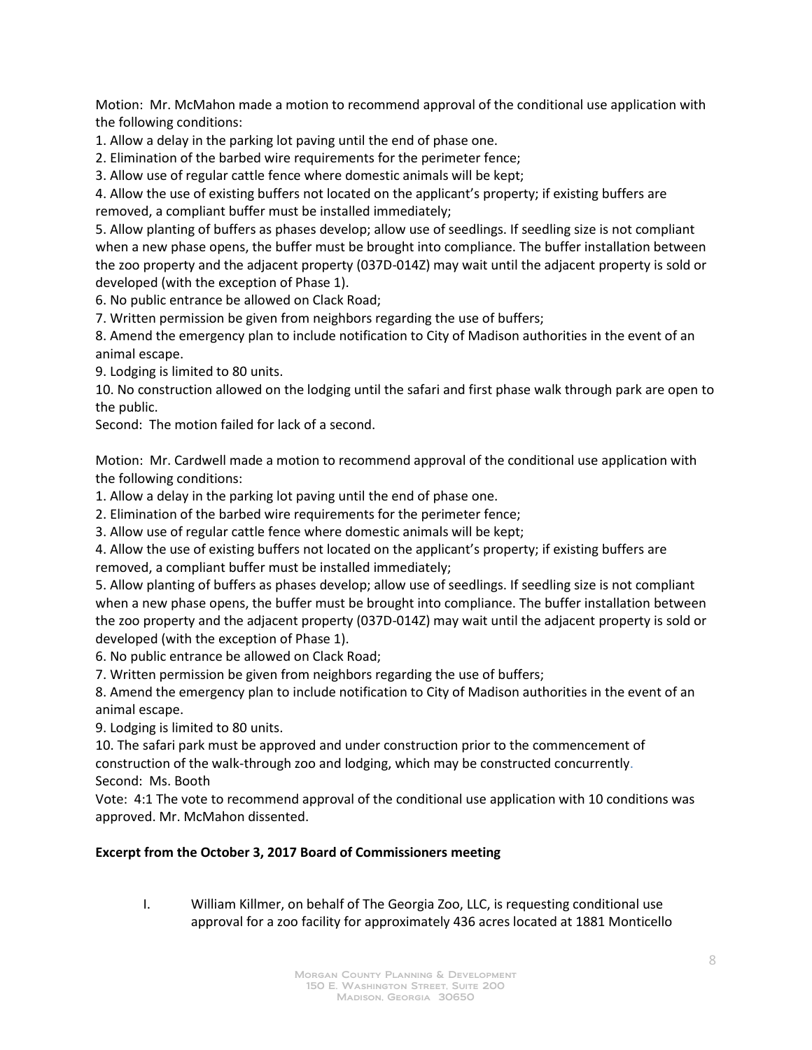Motion: Mr. McMahon made a motion to recommend approval of the conditional use application with the following conditions:

1. Allow a delay in the parking lot paving until the end of phase one.
2. Elimination of the barbed wire requirements for the perimeter fence;
3. Allow use of regular cattle fence where domestic animals will be kept;
4. Allow the use of existing buffers not located on the applicant's property; if existing buffers are removed, a compliant buffer must be installed immediately;
5. Allow planting of buffers as phases develop; allow use of seedlings. If seedling size is not compliant when a new phase opens, the buffer must be brought into compliance. The buffer installation between the zoo property and the adjacent property (037D-014Z) may wait until the adjacent property is sold or developed (with the exception of Phase 1).
6. No public entrance be allowed on Clack Road;
7. Written permission be given from neighbors regarding the use of buffers;
8. Amend the emergency plan to include notification to City of Madison authorities in the event of an animal escape.
9. Lodging is limited to 80 units.
10. No construction allowed on the lodging until the safari and first phase walk through park are open to the public.

Second: The motion failed for lack of a second.

Motion: Mr. Cardwell made a motion to recommend approval of the conditional use application with the following conditions:

1. Allow a delay in the parking lot paving until the end of phase one.
2. Elimination of the barbed wire requirements for the perimeter fence;
3. Allow use of regular cattle fence where domestic animals will be kept;
4. Allow the use of existing buffers not located on the applicant's property; if existing buffers are removed, a compliant buffer must be installed immediately;
5. Allow planting of buffers as phases develop; allow use of seedlings. If seedling size is not compliant when a new phase opens, the buffer must be brought into compliance. The buffer installation between the zoo property and the adjacent property (037D-014Z) may wait until the adjacent property is sold or developed (with the exception of Phase 1).
6. No public entrance be allowed on Clack Road;
7. Written permission be given from neighbors regarding the use of buffers;
8. Amend the emergency plan to include notification to City of Madison authorities in the event of an animal escape.
9. Lodging is limited to 80 units.
10. The safari park must be approved and under construction prior to the commencement of construction of the walk-through zoo and lodging, which may be constructed concurrently.

Second: Ms. Booth

Vote: 4:1 The vote to recommend approval of the conditional use application with 10 conditions was approved. Mr. McMahon dissented.

**Excerpt from the October 3, 2017 Board of Commissioners meeting**

I. William Killmer, on behalf of The Georgia Zoo, LLC, is requesting conditional use approval for a zoo facility for approximately 436 acres located at 1881 Monticello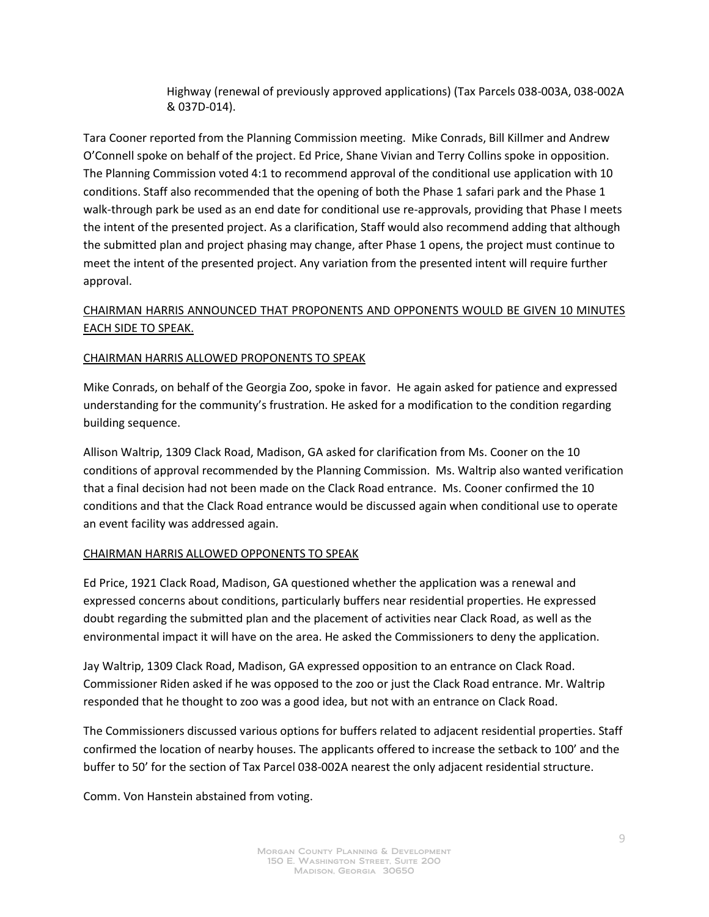Highway (renewal of previously approved applications) (Tax Parcels 038-003A, 038-002A & 037D-014).

Tara Cooner reported from the Planning Commission meeting. Mike Conrads, Bill Killmer and Andrew O'Connell spoke on behalf of the project. Ed Price, Shane Vivian and Terry Collins spoke in opposition. The Planning Commission voted 4:1 to recommend approval of the conditional use application with 10 conditions. Staff also recommended that the opening of both the Phase 1 safari park and the Phase 1 walk-through park be used as an end date for conditional use re-approvals, providing that Phase I meets the intent of the presented project. As a clarification, Staff would also recommend adding that although the submitted plan and project phasing may change, after Phase 1 opens, the project must continue to meet the intent of the presented project. Any variation from the presented intent will require further approval.

<u>CHAIRMAN HARRIS ANNOUNCED THAT PROPONENTS AND OPPONENTS WOULD BE GIVEN 10 MINUTES EACH SIDE TO SPEAK.</u>

<u>CHAIRMAN HARRIS ALLOWED PROPONENTS TO SPEAK</u>

Mike Conrads, on behalf of the Georgia Zoo, spoke in favor. He again asked for patience and expressed understanding for the community's frustration. He asked for a modification to the condition regarding building sequence.

Allison Waltrip, 1309 Clack Road, Madison, GA asked for clarification from Ms. Cooner on the 10 conditions of approval recommended by the Planning Commission. Ms. Waltrip also wanted verification that a final decision had not been made on the Clack Road entrance. Ms. Cooner confirmed the 10 conditions and that the Clack Road entrance would be discussed again when conditional use to operate an event facility was addressed again.

<u>CHAIRMAN HARRIS ALLOWED OPPONENTS TO SPEAK</u>

Ed Price, 1921 Clack Road, Madison, GA questioned whether the application was a renewal and expressed concerns about conditions, particularly buffers near residential properties. He expressed doubt regarding the submitted plan and the placement of activities near Clack Road, as well as the environmental impact it will have on the area. He asked the Commissioners to deny the application.

Jay Waltrip, 1309 Clack Road, Madison, GA expressed opposition to an entrance on Clack Road. Commissioner Riden asked if he was opposed to the zoo or just the Clack Road entrance. Mr. Waltrip responded that he thought to zoo was a good idea, but not with an entrance on Clack Road.

The Commissioners discussed various options for buffers related to adjacent residential properties. Staff confirmed the location of nearby houses. The applicants offered to increase the setback to 100' and the buffer to 50' for the section of Tax Parcel 038-002A nearest the only adjacent residential structure.

Comm. Von Hanstein abstained from voting.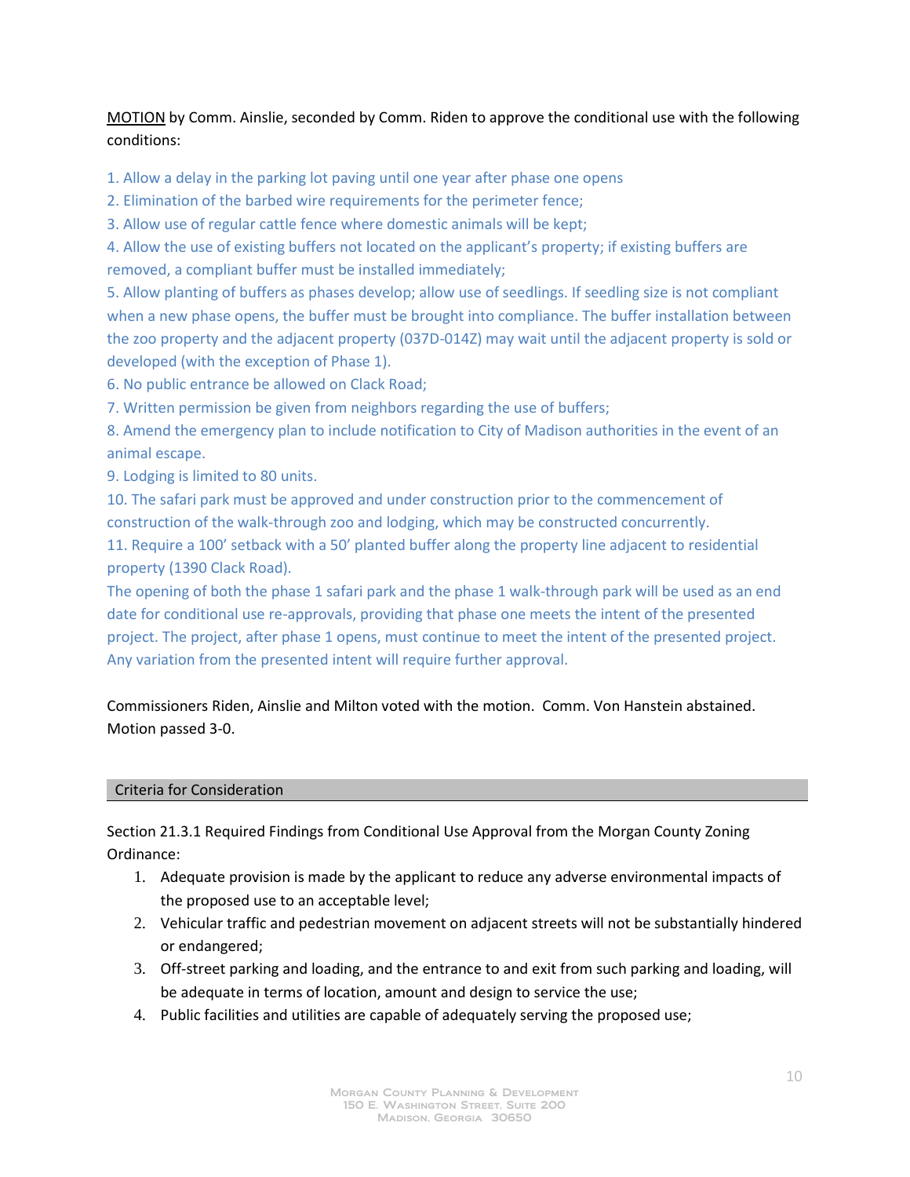MOTION by Comm. Ainslie, seconded by Comm. Riden to approve the conditional use with the following conditions:

1. Allow a delay in the parking lot paving until one year after phase one opens
2. Elimination of the barbed wire requirements for the perimeter fence;
3. Allow use of regular cattle fence where domestic animals will be kept;
4. Allow the use of existing buffers not located on the applicant's property; if existing buffers are removed, a compliant buffer must be installed immediately;
5. Allow planting of buffers as phases develop; allow use of seedlings. If seedling size is not compliant when a new phase opens, the buffer must be brought into compliance. The buffer installation between the zoo property and the adjacent property (037D-014Z) may wait until the adjacent property is sold or developed (with the exception of Phase 1).
6. No public entrance be allowed on Clack Road;
7. Written permission be given from neighbors regarding the use of buffers;
8. Amend the emergency plan to include notification to City of Madison authorities in the event of an animal escape.
9. Lodging is limited to 80 units.
10. The safari park must be approved and under construction prior to the commencement of construction of the walk-through zoo and lodging, which may be constructed concurrently.
11. Require a 100' setback with a 50' planted buffer along the property line adjacent to residential property (1390 Clack Road).

The opening of both the phase 1 safari park and the phase 1 walk-through park will be used as an end date for conditional use re-approvals, providing that phase one meets the intent of the presented project. The project, after phase 1 opens, must continue to meet the intent of the presented project. Any variation from the presented intent will require further approval.

Commissioners Riden, Ainslie and Milton voted with the motion. Comm. Von Hanstein abstained. Motion passed 3-0.

## Criteria for Consideration

Section 21.3.1 Required Findings from Conditional Use Approval from the Morgan County Zoning Ordinance:

1. Adequate provision is made by the applicant to reduce any adverse environmental impacts of the proposed use to an acceptable level;
2. Vehicular traffic and pedestrian movement on adjacent streets will not be substantially hindered or endangered;
3. Off-street parking and loading, and the entrance to and exit from such parking and loading, will be adequate in terms of location, amount and design to service the use;
4. Public facilities and utilities are capable of adequately serving the proposed use;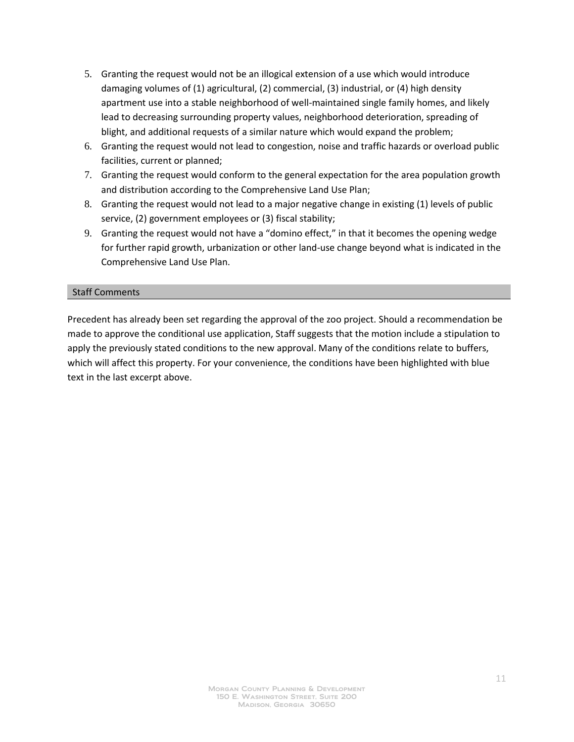5. Granting the request would not be an illogical extension of a use which would introduce damaging volumes of (1) agricultural, (2) commercial, (3) industrial, or (4) high density apartment use into a stable neighborhood of well-maintained single family homes, and likely lead to decreasing surrounding property values, neighborhood deterioration, spreading of blight, and additional requests of a similar nature which would expand the problem;
6. Granting the request would not lead to congestion, noise and traffic hazards or overload public facilities, current or planned;
7. Granting the request would conform to the general expectation for the area population growth and distribution according to the Comprehensive Land Use Plan;
8. Granting the request would not lead to a major negative change in existing (1) levels of public service, (2) government employees or (3) fiscal stability;
9. Granting the request would not have a "domino effect," in that it becomes the opening wedge for further rapid growth, urbanization or other land-use change beyond what is indicated in the Comprehensive Land Use Plan.

## Staff Comments

Precedent has already been set regarding the approval of the zoo project. Should a recommendation be made to approve the conditional use application, Staff suggests that the motion include a stipulation to apply the previously stated conditions to the new approval. Many of the conditions relate to buffers, which will affect this property. For your convenience, the conditions have been highlighted with blue text in the last excerpt above.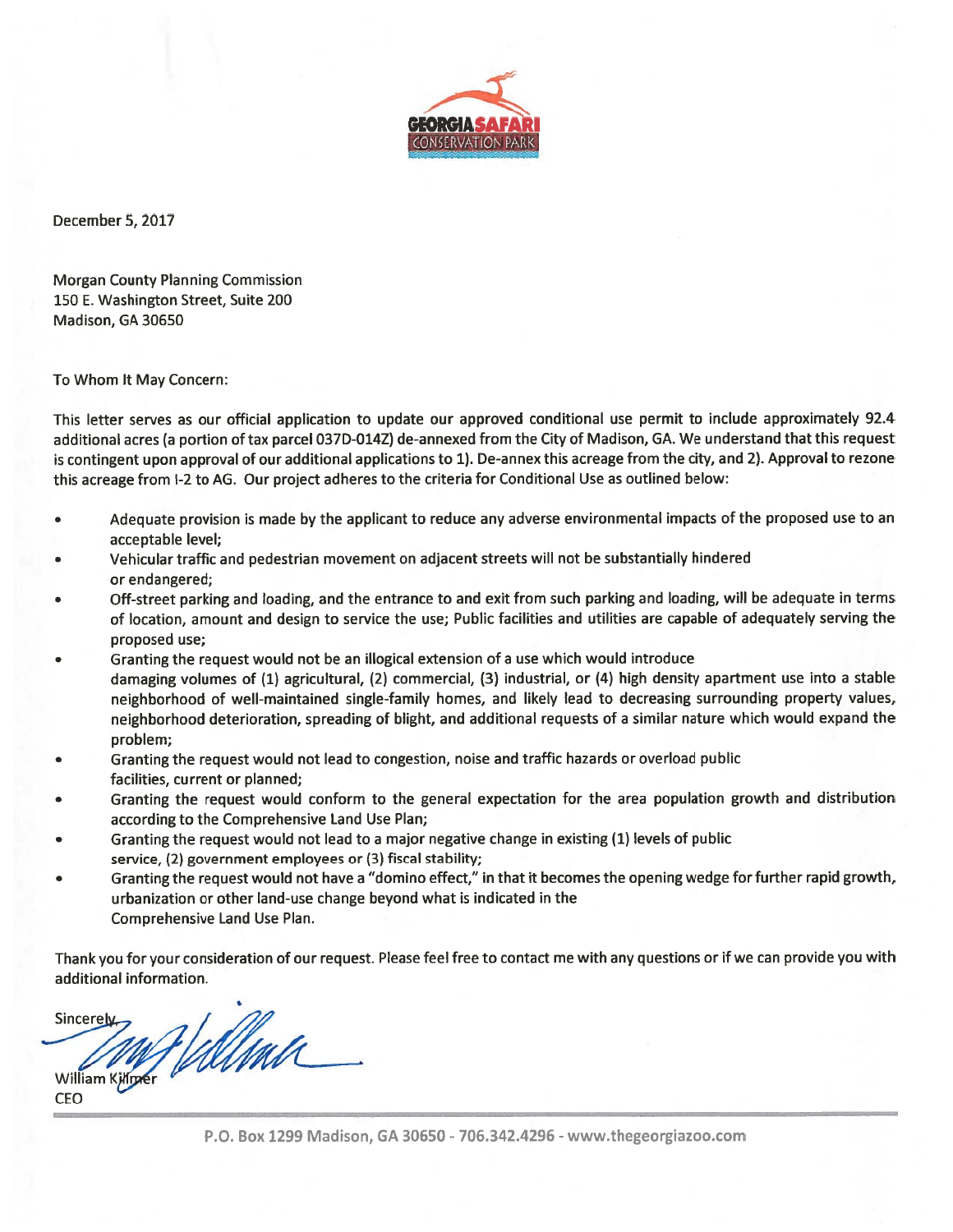GEORGIA SAFARI CONSERVATION PARK

December 5, 2017

Morgan County Planning Commission
150 E. Washington Street, Suite 200
Madison, GA 30650

To Whom It May Concern:

This letter serves as our official application to update our approved conditional use permit to include approximately 92.4 additional acres (a portion of tax parcel 037D-014Z) de-annexed from the City of Madison, GA. We understand that this request is contingent upon approval of our additional applications to 1). De-annex this acreage from the city, and 2). Approval to rezone this acreage from I-2 to AG. **Our project adheres to the criteria for Conditional Use as outlined below:**

- Adequate provision is made by the applicant to reduce any adverse environmental impacts of the proposed use to an acceptable level;
- Vehicular traffic and pedestrian movement on adjacent streets will not be substantially hindered or endangered;
- Off-street parking and loading, and the entrance to and exit from such parking and loading, will be adequate in terms of location, amount and design to service the use; Public facilities and utilities are capable of adequately serving the proposed use;
- Granting the request would not be an illogical extension of a use which would introduce damaging volumes of (1) agricultural, (2) commercial, (3) industrial, or (4) high density apartment use into a stable neighborhood of well-maintained single-family homes, and likely lead to decreasing surrounding property values, neighborhood deterioration, spreading of blight, and additional requests of a similar nature which would expand the problem;
- Granting the request would not lead to congestion, noise and traffic hazards or overload public facilities, current or planned;
- Granting the request would conform to the general expectation for the area population growth and distribution according to the Comprehensive Land Use Plan;
- Granting the request would not lead to a major negative change in existing (1) levels of public service, (2) government employees or (3) fiscal stability;
- Granting the request would not have a "domino effect," in that it becomes the opening wedge for further rapid growth, urbanization or other land-use change beyond what is indicated in the Comprehensive Land Use Plan.

Thank you for your consideration of our request. Please feel free to contact me with any questions or if we can provide you with additional information.

Sincerely,

William Killmer
CEO

P.O. Box 1299 Madison, GA 30650 - 706.342.4296 - www.thegeorgiazoo.com